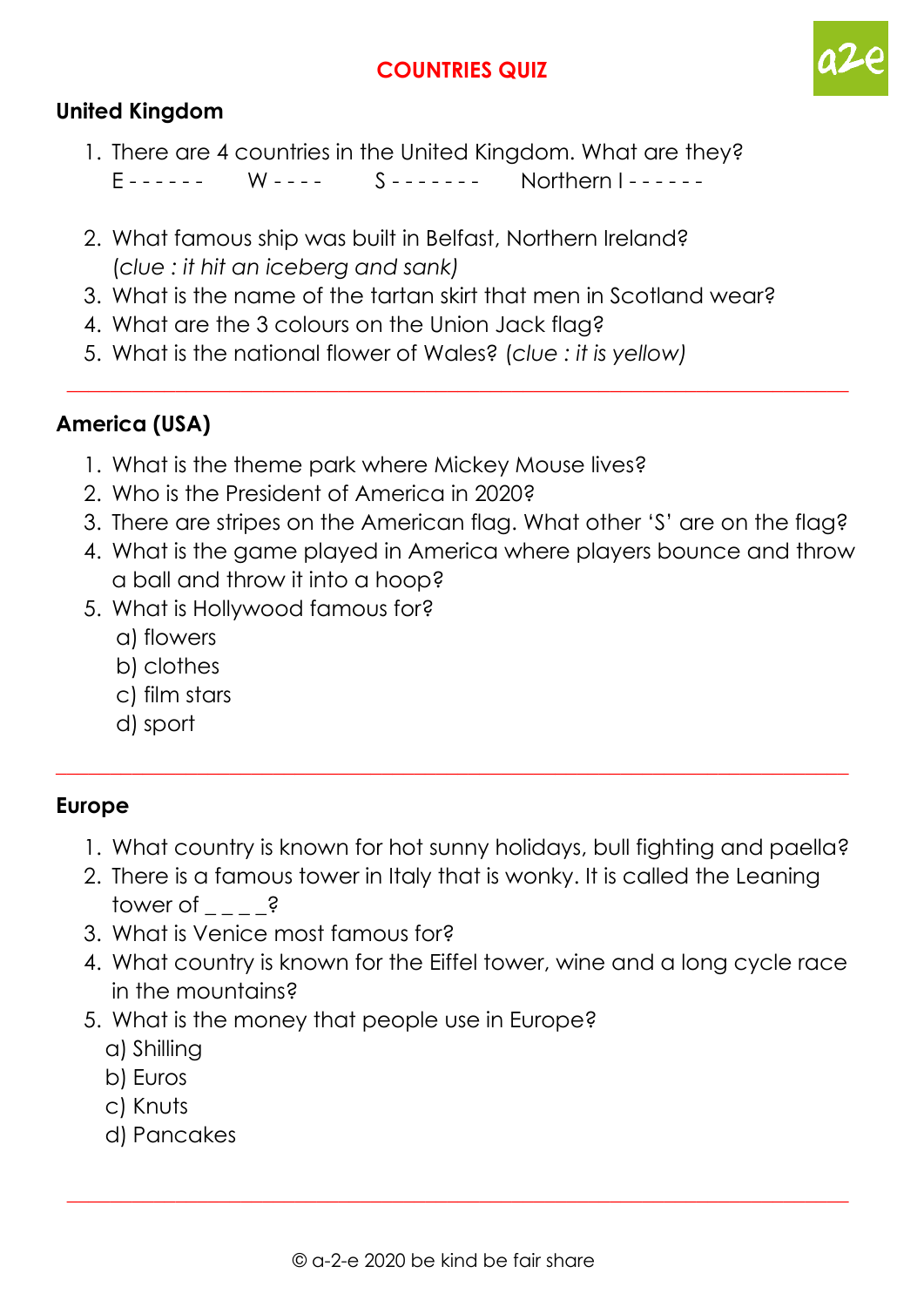# COUNTRIES QUIZ

## United Kingdom

1. There are 4 countries in the United Kingdom. What are they?
   E - - - - - -  W - - - -  S - - - - - - -  Northern I - - - - - -
2. What famous ship was built in Belfast, Northern Ireland? (*clue : it hit an iceberg and sank)*
3. What is the name of the tartan skirt that men in Scotland wear?
4. What are the 3 colours on the Union Jack flag?
5. What is the national flower of Wales? (*clue : it is yellow)*

---

## America (USA)

1. What is the theme park where Mickey Mouse lives?
2. Who is the President of America in 2020?
3. There are stripes on the American flag. What other 'S' are on the flag?
4. What is the game played in America where players bounce and throw a ball and throw it into a hoop?
5. What is Hollywood famous for?
   a) flowers
   b) clothes
   c) film stars
   d) sport

---

## Europe

1. What country is known for hot sunny holidays, bull fighting and paella?
2. There is a famous tower in Italy that is wonky. It is called the Leaning tower of _ _ _ _?
3. What is Venice most famous for?
4. What country is known for the Eiffel tower, wine and a long cycle race in the mountains?
5. What is the money that people use in Europe?
   a) Shilling
   b) Euros
   c) Knuts
   d) Pancakes

---

© a-2-e 2020 be kind be fair share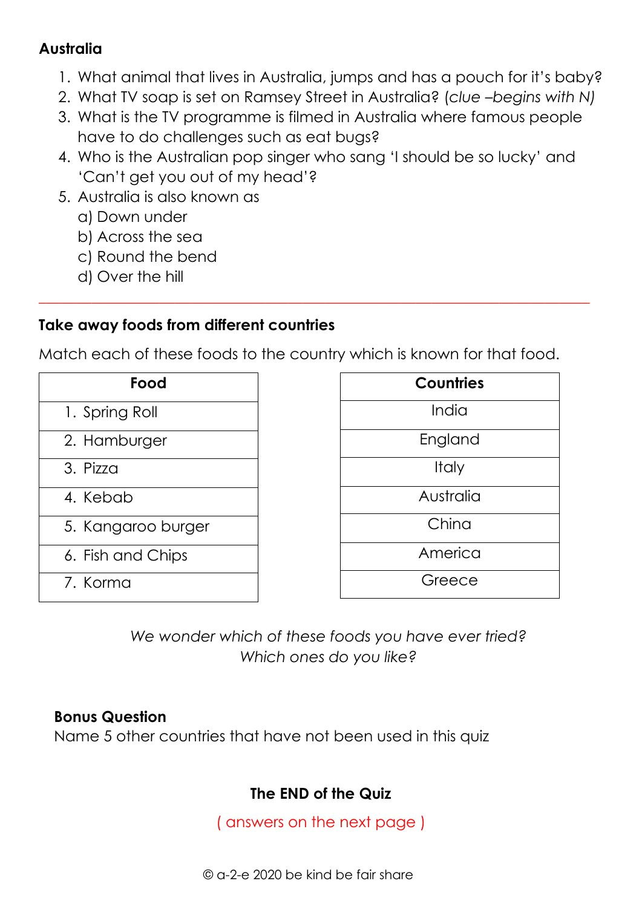**Australia**

1. What animal that lives in Australia, jumps and has a pouch for it's baby?
2. What TV soap is set on Ramsey Street in Australia? (*clue –begins with N)*
3. What is the TV programme is filmed in Australia where famous people have to do challenges such as eat bugs?
4. Who is the Australian pop singer who sang 'I should be so lucky' and 'Can't get you out of my head'?
5. Australia is also known as
   a) Down under
   b) Across the sea
   c) Round the bend
   d) Over the hill

---

**Take away foods from different countries**

Match each of these foods to the country which is known for that food.

| Food |
|---|
| 1. Spring Roll |
| 2. Hamburger |
| 3. Pizza |
| 4. Kebab |
| 5. Kangaroo burger |
| 6. Fish and Chips |
| 7. Korma |

| Countries |
|---|
| India |
| England |
| Italy |
| Australia |
| China |
| America |
| Greece |

*We wonder which of these foods you have ever tried?*
*Which ones do you like?*

**Bonus Question**
Name 5 other countries that have not been used in this quiz

**The END of the Quiz**

( answers on the next page )

© a-2-e 2020 be kind be fair share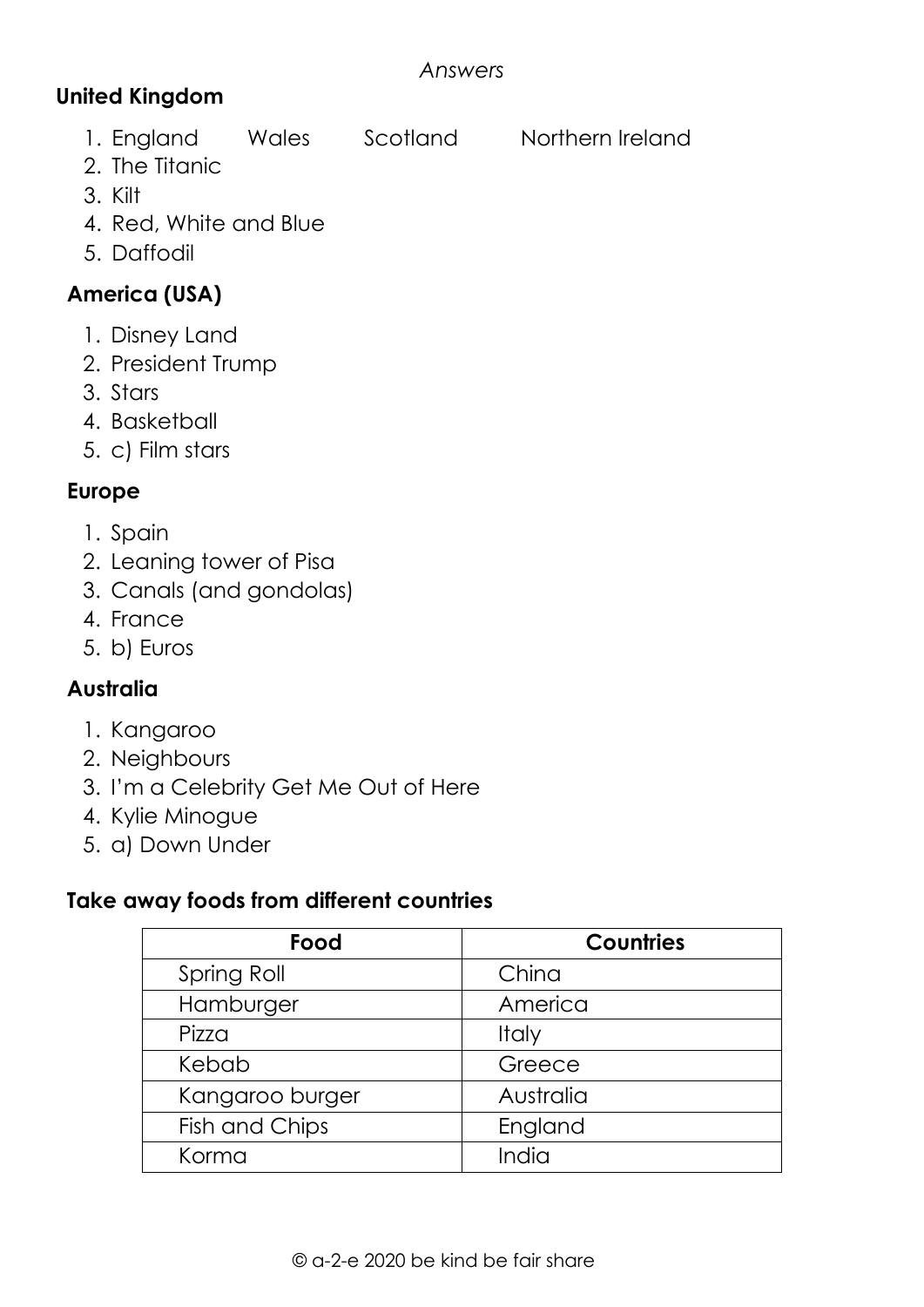*Answers*

## United Kingdom

1. England Wales Scotland Northern Ireland
2. The Titanic
3. Kilt
4. Red, White and Blue
5. Daffodil

## America (USA)

1. Disney Land
2. President Trump
3. Stars
4. Basketball
5. c) Film stars

## Europe

1. Spain
2. Leaning tower of Pisa
3. Canals (and gondolas)
4. France
5. b) Euros

## Australia

1. Kangaroo
2. Neighbours
3. I'm a Celebrity Get Me Out of Here
4. Kylie Minogue
5. a) Down Under

## Take away foods from different countries

| Food | Countries |
| --- | --- |
| Spring Roll | China |
| Hamburger | America |
| Pizza | Italy |
| Kebab | Greece |
| Kangaroo burger | Australia |
| Fish and Chips | England |
| Korma | India |

© a-2-e 2020 be kind be fair share